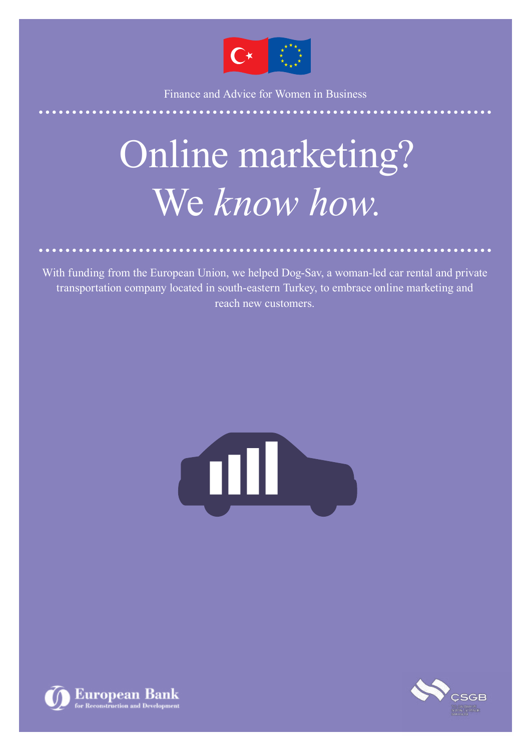Finance and Advice for Women in Business

# Online marketing? We *know how.*

With funding from the European Union, we helped Dog-Sav, a woman-led car rental and private transportation company located in south-eastern Turkey, to embrace online marketing and reach new customers.

European Bank for Reconstruction and Development

ÇSGB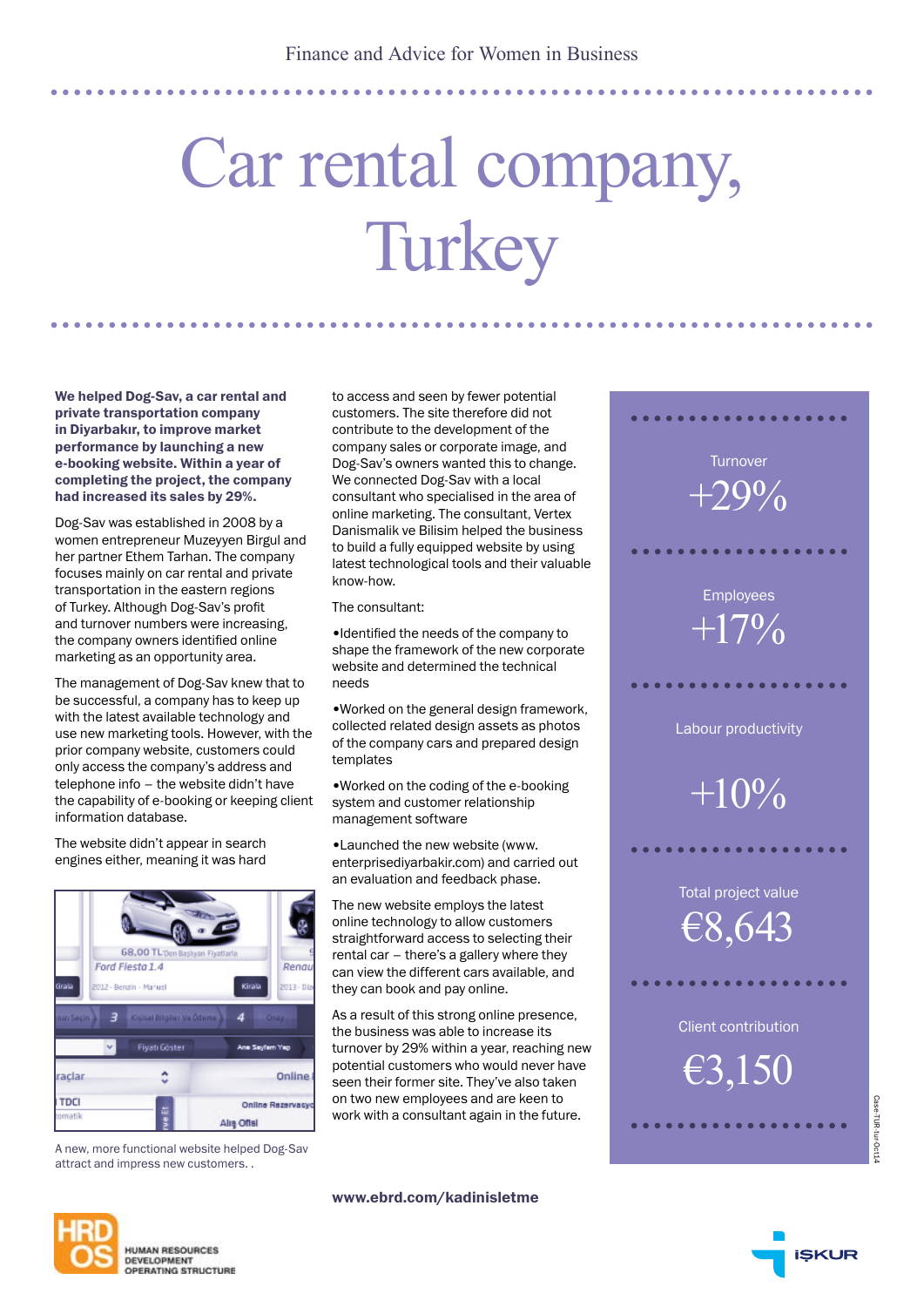Finance and Advice for Women in Business

# Car rental company, Turkey

**We helped Dog-Sav, a car rental and private transportation company in Diyarbakır, to improve market performance by launching a new e-booking website. Within a year of completing the project, the company had increased its sales by 29%.**

Dog-Sav was established in 2008 by a women entrepreneur Muzeyyen Birgul and her partner Ethem Tarhan. The company focuses mainly on car rental and private transportation in the eastern regions of Turkey. Although Dog-Sav's profit and turnover numbers were increasing, the company owners identified online marketing as an opportunity area.

The management of Dog-Sav knew that to be successful, a company has to keep up with the latest available technology and use new marketing tools. However, with the prior company website, customers could only access the company's address and telephone info – the website didn't have the capability of e-booking or keeping client information database.

The website didn't appear in search engines either, meaning it was hard to access and seen by fewer potential customers. The site therefore did not contribute to the development of the company sales or corporate image, and Dog-Sav's owners wanted this to change. We connected Dog-Sav with a local consultant who specialised in the area of online marketing. The consultant, Vertex Danismalik ve Bilisim helped the business to build a fully equipped website by using latest technological tools and their valuable know-how.

The consultant:

- Identified the needs of the company to shape the framework of the new corporate website and determined the technical needs
- Worked on the general design framework, collected related design assets as photos of the company cars and prepared design templates
- Worked on the coding of the e-booking system and customer relationship management software
- Launched the new website (www.enterprisediyarbakir.com) and carried out an evaluation and feedback phase.

The new website employs the latest online technology to allow customers straightforward access to selecting their rental car – there's a gallery where they can view the different cars available, and they can book and pay online.

As a result of this strong online presence, the business was able to increase its turnover by 29% within a year, reaching new potential customers who would never have seen their former site. They've also taken on two new employees and are keen to work with a consultant again in the future.

A new, more functional website helped Dog-Sav attract and impress new customers. .

Turnover
+29%

Employees
+17%

Labour productivity
+10%

Total project value
€8,643

Client contribution
€3,150

**www.ebrd.com/kadinisletme**

HRD OS HUMAN RESOURCES DEVELOPMENT OPERATING STRUCTURE

İŞKUR